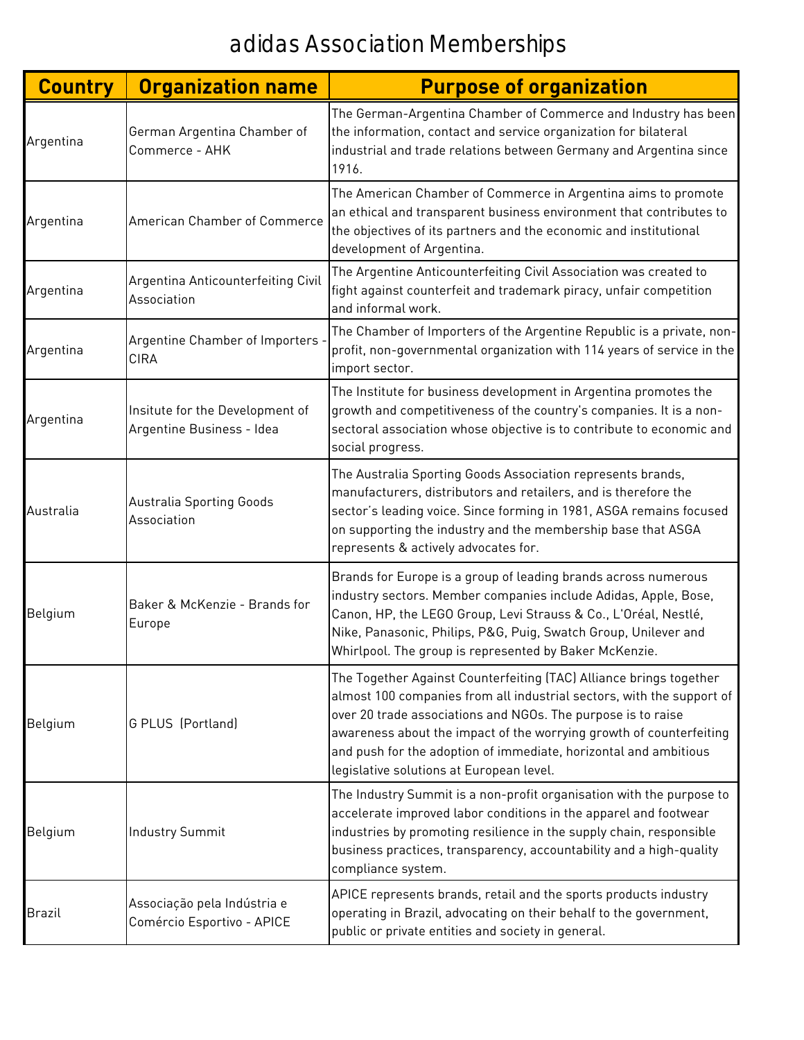# adidas Association Memberships

| Country | Organization name | Purpose of organization |
| --- | --- | --- |
| Argentina | German Argentina Chamber of Commerce - AHK | The German-Argentina Chamber of Commerce and Industry has been the information, contact and service organization for bilateral industrial and trade relations between Germany and Argentina since 1916. |
| Argentina | American Chamber of Commerce | The American Chamber of Commerce in Argentina aims to promote an ethical and transparent business environment that contributes to the objectives of its partners and the economic and institutional development of Argentina. |
| Argentina | Argentina Anticounterfeiting Civil Association | The Argentine Anticounterfeiting Civil Association was created to fight against counterfeit and trademark piracy, unfair competition and informal work. |
| Argentina | Argentine Chamber of Importers - CIRA | The Chamber of Importers of the Argentine Republic is a private, non-profit, non-governmental organization with 114 years of service in the import sector. |
| Argentina | Insitute for the Development of Argentine Business - Idea | The Institute for business development in Argentina promotes the growth and competitiveness of the country's companies. It is a non-sectoral association whose objective is to contribute to economic and social progress. |
| Australia | Australia Sporting Goods Association | The Australia Sporting Goods Association represents brands, manufacturers, distributors and retailers, and is therefore the sector's leading voice. Since forming in 1981, ASGA remains focused on supporting the industry and the membership base that ASGA represents & actively advocates for. |
| Belgium | Baker & McKenzie - Brands for Europe | Brands for Europe is a group of leading brands across numerous industry sectors. Member companies include Adidas, Apple, Bose, Canon, HP, the LEGO Group, Levi Strauss & Co., L'Oréal, Nestlé, Nike, Panasonic, Philips, P&G, Puig, Swatch Group, Unilever and Whirlpool. The group is represented by Baker McKenzie. |
| Belgium | G PLUS (Portland) | The Together Against Counterfeiting (TAC) Alliance brings together almost 100 companies from all industrial sectors, with the support of over 20 trade associations and NGOs. The purpose is to raise awareness about the impact of the worrying growth of counterfeiting and push for the adoption of immediate, horizontal and ambitious legislative solutions at European level. |
| Belgium | Industry Summit | The Industry Summit is a non-profit organisation with the purpose to accelerate improved labor conditions in the apparel and footwear industries by promoting resilience in the supply chain, responsible business practices, transparency, accountability and a high-quality compliance system. |
| Brazil | Associação pela Indústria e Comércio Esportivo - APICE | APICE represents brands, retail and the sports products industry operating in Brazil, advocating on their behalf to the government, public or private entities and society in general. |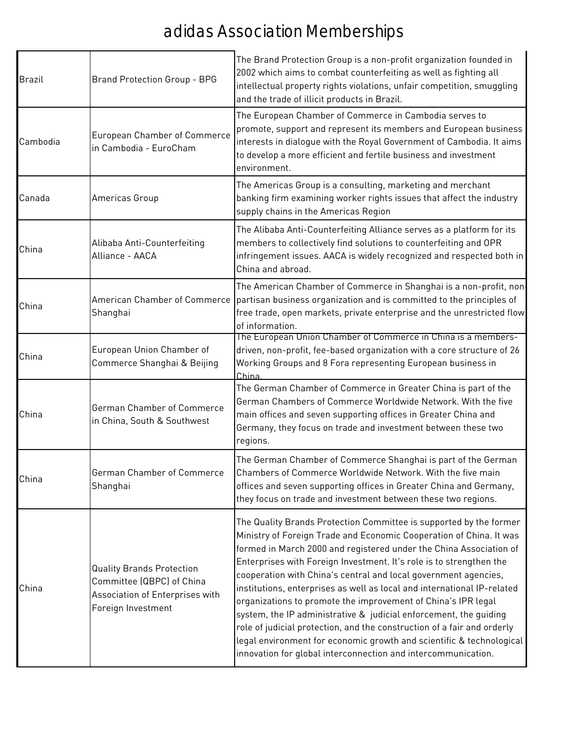# adidas Association Memberships

| | | |
|---|---|---|
| Brazil | Brand Protection Group - BPG | The Brand Protection Group is a non-profit organization founded in 2002 which aims to combat counterfeiting as well as fighting all intellectual property rights violations, unfair competition, smuggling and the trade of illicit products in Brazil. |
| Cambodia | European Chamber of Commerce in Cambodia - EuroCham | The European Chamber of Commerce in Cambodia serves to promote, support and represent its members and European business interests in dialogue with the Royal Government of Cambodia. It aims to develop a more efficient and fertile business and investment environment. |
| Canada | Americas Group | The Americas Group is a consulting, marketing and merchant banking firm examining worker rights issues that affect the industry supply chains in the Americas Region |
| China | Alibaba Anti-Counterfeiting Alliance - AACA | The Alibaba Anti-Counterfeiting Alliance serves as a platform for its members to collectively find solutions to counterfeiting and OPR infringement issues. AACA is widely recognized and respected both in China and abroad. |
| China | American Chamber of Commerce Shanghai | The American Chamber of Commerce in Shanghai is a non-profit, non-partisan business organization and is committed to the principles of free trade, open markets, private enterprise and the unrestricted flow of information. |
| China | European Union Chamber of Commerce Shanghai & Beijing | The European Union Chamber of Commerce in China is a members-driven, non-profit, fee-based organization with a core structure of 26 Working Groups and 8 Fora representing European business in China. |
| China | German Chamber of Commerce in China, South & Southwest | The German Chamber of Commerce in Greater China is part of the German Chambers of Commerce Worldwide Network. With the five main offices and seven supporting offices in Greater China and Germany, they focus on trade and investment between these two regions. |
| China | German Chamber of Commerce Shanghai | The German Chamber of Commerce Shanghai is part of the German Chambers of Commerce Worldwide Network. With the five main offices and seven supporting offices in Greater China and Germany, they focus on trade and investment between these two regions. |
| China | Quality Brands Protection Committee (QBPC) of China Association of Enterprises with Foreign Investment | The Quality Brands Protection Committee is supported by the former Ministry of Foreign Trade and Economic Cooperation of China. It was formed in March 2000 and registered under the China Association of Enterprises with Foreign Investment. It's role is to strengthen the cooperation with China's central and local government agencies, institutions, enterprises as well as local and international IP-related organizations to promote the improvement of China's IPR legal system, the IP administrative & judicial enforcement, the guiding role of judicial protection, and the construction of a fair and orderly legal environment for economic growth and scientific & technological innovation for global interconnection and intercommunication. |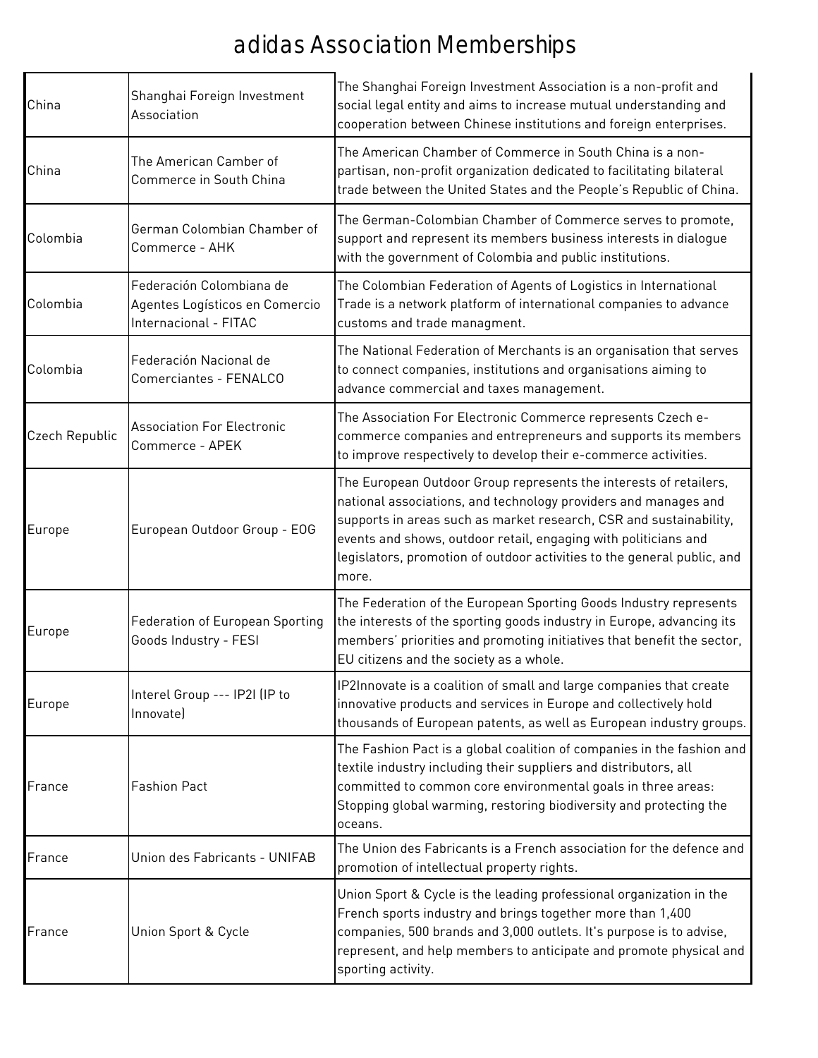# adidas Association Memberships

| | | |
|---|---|---|
| China | Shanghai Foreign Investment Association | The Shanghai Foreign Investment Association is a non-profit and social legal entity and aims to increase mutual understanding and cooperation between Chinese institutions and foreign enterprises. |
| China | The American Camber of Commerce in South China | The American Chamber of Commerce in South China is a non-partisan, non-profit organization dedicated to facilitating bilateral trade between the United States and the People's Republic of China. |
| Colombia | German Colombian Chamber of Commerce - AHK | The German-Colombian Chamber of Commerce serves to promote, support and represent its members business interests in dialogue with the government of Colombia and public institutions. |
| Colombia | Federación Colombiana de Agentes Logísticos en Comercio Internacional - FITAC | The Colombian Federation of Agents of Logistics in International Trade is a network platform of international companies to advance customs and trade managment. |
| Colombia | Federación Nacional de Comerciantes - FENALCO | The National Federation of Merchants is an organisation that serves to connect companies, institutions and organisations aiming to advance commercial and taxes management. |
| Czech Republic | Association For Electronic Commerce - APEK | The Association For Electronic Commerce represents Czech e-commerce companies and entrepreneurs and supports its members to improve respectively to develop their e-commerce activities. |
| Europe | European Outdoor Group - EOG | The European Outdoor Group represents the interests of retailers, national associations, and technology providers and manages and supports in areas such as market research, CSR and sustainability, events and shows, outdoor retail, engaging with politicians and legislators, promotion of outdoor activities to the general public, and more. |
| Europe | Federation of European Sporting Goods Industry - FESI | The Federation of the European Sporting Goods Industry represents the interests of the sporting goods industry in Europe, advancing its members' priorities and promoting initiatives that benefit the sector, EU citizens and the society as a whole. |
| Europe | Interel Group --- IP2I (IP to Innovate) | IP2Innovate is a coalition of small and large companies that create innovative products and services in Europe and collectively hold thousands of European patents, as well as European industry groups. |
| France | Fashion Pact | The Fashion Pact is a global coalition of companies in the fashion and textile industry including their suppliers and distributors, all committed to common core environmental goals in three areas: Stopping global warming, restoring biodiversity and protecting the oceans. |
| France | Union des Fabricants - UNIFAB | The Union des Fabricants is a French association for the defence and promotion of intellectual property rights. |
| France | Union Sport & Cycle | Union Sport & Cycle is the leading professional organization in the French sports industry and brings together more than 1,400 companies, 500 brands and 3,000 outlets. It's purpose is to advise, represent, and help members to anticipate and promote physical and sporting activity. |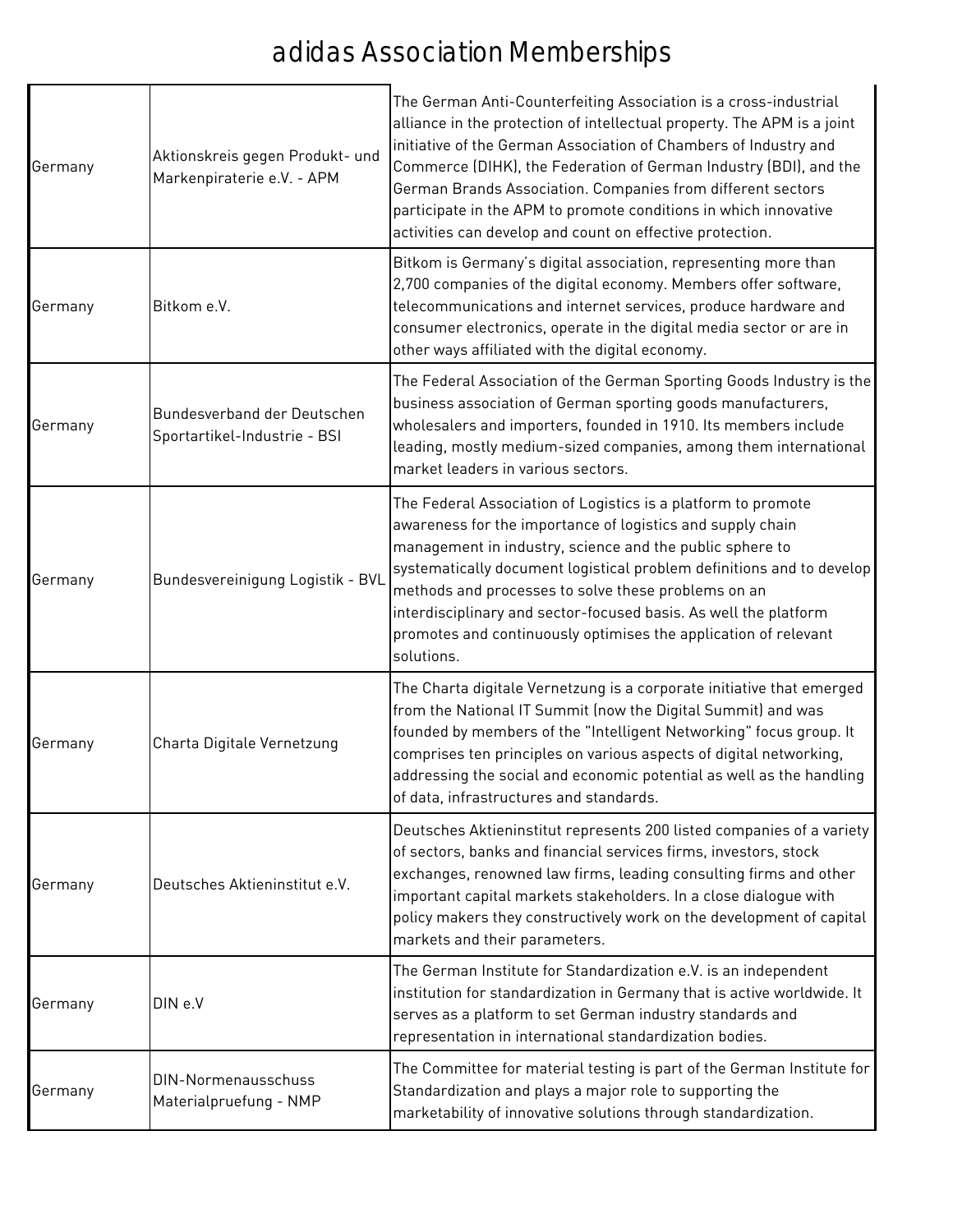# adidas Association Memberships

| | | |
|---|---|---|
| Germany | Aktionskreis gegen Produkt- und Markenpiraterie e.V. - APM | The German Anti-Counterfeiting Association is a cross-industrial alliance in the protection of intellectual property. The APM is a joint initiative of the German Association of Chambers of Industry and Commerce (DIHK), the Federation of German Industry (BDI), and the German Brands Association. Companies from different sectors participate in the APM to promote conditions in which innovative activities can develop and count on effective protection. |
| Germany | Bitkom e.V. | Bitkom is Germany's digital association, representing more than 2,700 companies of the digital economy. Members offer software, telecommunications and internet services, produce hardware and consumer electronics, operate in the digital media sector or are in other ways affiliated with the digital economy. |
| Germany | Bundesverband der Deutschen Sportartikel-Industrie - BSI | The Federal Association of the German Sporting Goods Industry is the business association of German sporting goods manufacturers, wholesalers and importers, founded in 1910. Its members include leading, mostly medium-sized companies, among them international market leaders in various sectors. |
| Germany | Bundesvereinigung Logistik - BVL | The Federal Association of Logistics is a platform to promote awareness for the importance of logistics and supply chain management in industry, science and the public sphere to systematically document logistical problem definitions and to develop methods and processes to solve these problems on an interdisciplinary and sector-focused basis. As well the platform promotes and continuously optimises the application of relevant solutions. |
| Germany | Charta Digitale Vernetzung | The Charta digitale Vernetzung is a corporate initiative that emerged from the National IT Summit (now the Digital Summit) and was founded by members of the "Intelligent Networking" focus group. It comprises ten principles on various aspects of digital networking, addressing the social and economic potential as well as the handling of data, infrastructures and standards. |
| Germany | Deutsches Aktieninstitut e.V. | Deutsches Aktieninstitut represents 200 listed companies of a variety of sectors, banks and financial services firms, investors, stock exchanges, renowned law firms, leading consulting firms and other important capital markets stakeholders. In a close dialogue with policy makers they constructively work on the development of capital markets and their parameters. |
| Germany | DIN e.V | The German Institute for Standardization e.V. is an independent institution for standardization in Germany that is active worldwide. It serves as a platform to set German industry standards and representation in international standardization bodies. |
| Germany | DIN-Normenausschuss Materialpruefung - NMP | The Committee for material testing is part of the German Institute for Standardization and plays a major role to supporting the marketability of innovative solutions through standardization. |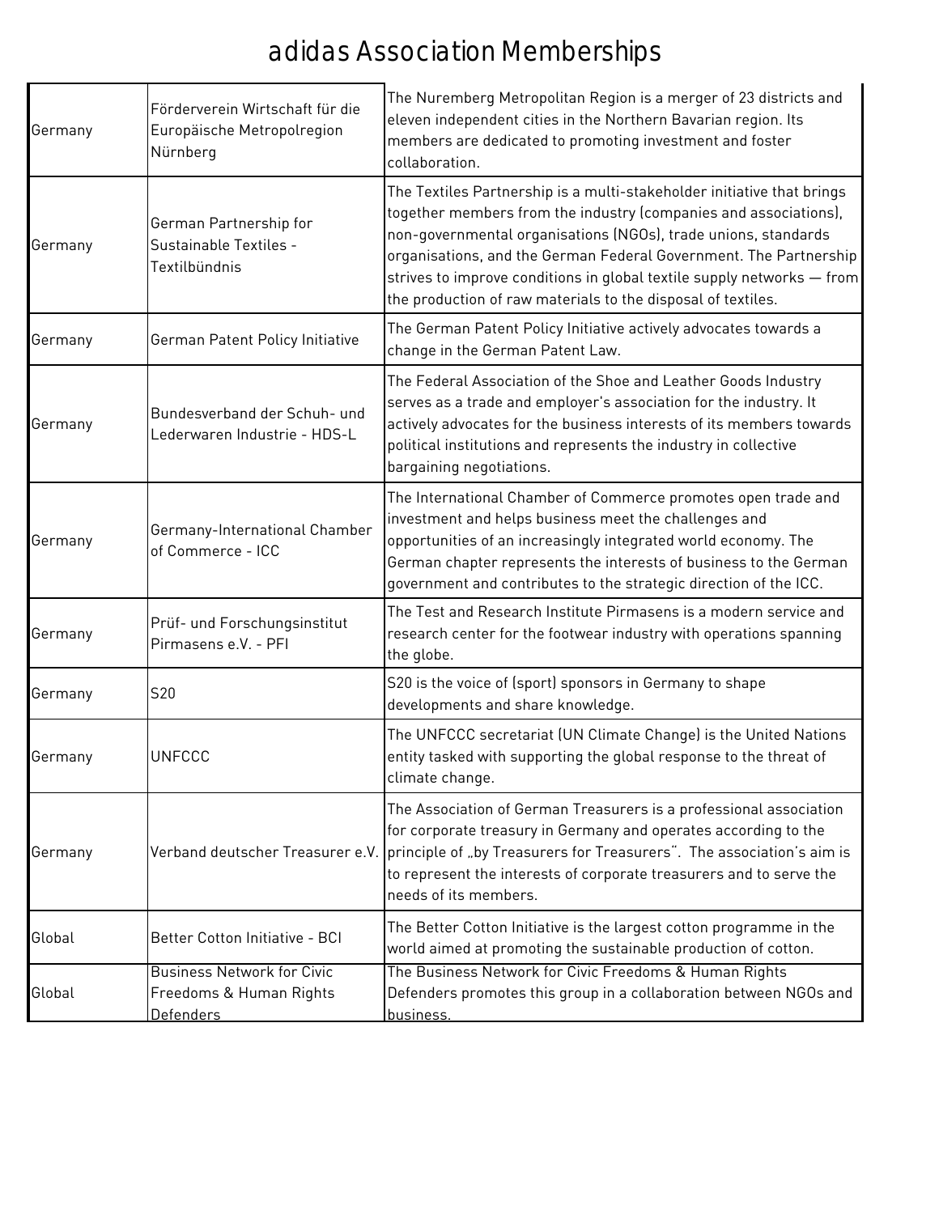# adidas Association Memberships

| | | |
|---|---|---|
| Germany | Förderverein Wirtschaft für die Europäische Metropolregion Nürnberg | The Nuremberg Metropolitan Region is a merger of 23 districts and eleven independent cities in the Northern Bavarian region. Its members are dedicated to promoting investment and foster collaboration. |
| Germany | German Partnership for Sustainable Textiles - Textilbündnis | The Textiles Partnership is a multi-stakeholder initiative that brings together members from the industry (companies and associations), non-governmental organisations (NGOs), trade unions, standards organisations, and the German Federal Government. The Partnership strives to improve conditions in global textile supply networks — from the production of raw materials to the disposal of textiles. |
| Germany | German Patent Policy Initiative | The German Patent Policy Initiative actively advocates towards a change in the German Patent Law. |
| Germany | Bundesverband der Schuh- und Lederwaren Industrie - HDS-L | The Federal Association of the Shoe and Leather Goods Industry serves as a trade and employer's association for the industry. It actively advocates for the business interests of its members towards political institutions and represents the industry in collective bargaining negotiations. |
| Germany | Germany-International Chamber of Commerce - ICC | The International Chamber of Commerce promotes open trade and investment and helps business meet the challenges and opportunities of an increasingly integrated world economy. The German chapter represents the interests of business to the German government and contributes to the strategic direction of the ICC. |
| Germany | Prüf- und Forschungsinstitut Pirmasens e.V. - PFI | The Test and Research Institute Pirmasens is a modern service and research center for the footwear industry with operations spanning the globe. |
| Germany | S20 | S20 is the voice of (sport) sponsors in Germany to shape developments and share knowledge. |
| Germany | UNFCCC | The UNFCCC secretariat (UN Climate Change) is the United Nations entity tasked with supporting the global response to the threat of climate change. |
| Germany | Verband deutscher Treasurer e.V. | The Association of German Treasurers is a professional association for corporate treasury in Germany and operates according to the principle of „by Treasurers for Treasurers". The association's aim is to represent the interests of corporate treasurers and to serve the needs of its members. |
| Global | Better Cotton Initiative - BCI | The Better Cotton Initiative is the largest cotton programme in the world aimed at promoting the sustainable production of cotton. |
| Global | Business Network for Civic Freedoms & Human Rights Defenders | The Business Network for Civic Freedoms & Human Rights Defenders promotes this group in a collaboration between NGOs and business. |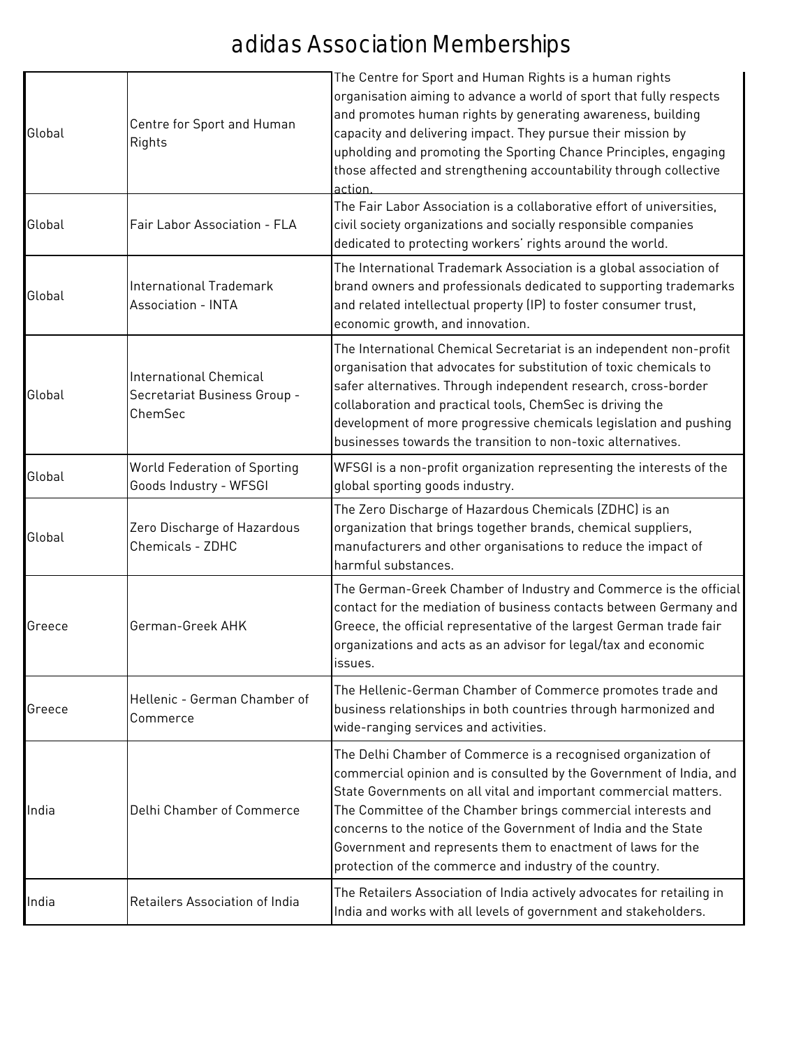# adidas Association Memberships

| | | |
|---|---|---|
| Global | Centre for Sport and Human Rights | The Centre for Sport and Human Rights is a human rights organisation aiming to advance a world of sport that fully respects and promotes human rights by generating awareness, building capacity and delivering impact. They pursue their mission by upholding and promoting the Sporting Chance Principles, engaging those affected and strengthening accountability through collective action. |
| Global | Fair Labor Association - FLA | The Fair Labor Association is a collaborative effort of universities, civil society organizations and socially responsible companies dedicated to protecting workers' rights around the world. |
| Global | International Trademark Association - INTA | The International Trademark Association is a global association of brand owners and professionals dedicated to supporting trademarks and related intellectual property (IP) to foster consumer trust, economic growth, and innovation. |
| Global | International Chemical Secretariat Business Group - ChemSec | The International Chemical Secretariat is an independent non-profit organisation that advocates for substitution of toxic chemicals to safer alternatives. Through independent research, cross-border collaboration and practical tools, ChemSec is driving the development of more progressive chemicals legislation and pushing businesses towards the transition to non-toxic alternatives. |
| Global | World Federation of Sporting Goods Industry - WFSGI | WFSGI is a non-profit organization representing the interests of the global sporting goods industry. |
| Global | Zero Discharge of Hazardous Chemicals - ZDHC | The Zero Discharge of Hazardous Chemicals (ZDHC) is an organization that brings together brands, chemical suppliers, manufacturers and other organisations to reduce the impact of harmful substances. |
| Greece | German-Greek AHK | The German-Greek Chamber of Industry and Commerce is the official contact for the mediation of business contacts between Germany and Greece, the official representative of the largest German trade fair organizations and acts as an advisor for legal/tax and economic issues. |
| Greece | Hellenic - German Chamber of Commerce | The Hellenic-German Chamber of Commerce promotes trade and business relationships in both countries through harmonized and wide-ranging services and activities. |
| India | Delhi Chamber of Commerce | The Delhi Chamber of Commerce is a recognised organization of commercial opinion and is consulted by the Government of India, and State Governments on all vital and important commercial matters. The Committee of the Chamber brings commercial interests and concerns to the notice of the Government of India and the State Government and represents them to enactment of laws for the protection of the commerce and industry of the country. |
| India | Retailers Association of India | The Retailers Association of India actively advocates for retailing in India and works with all levels of government and stakeholders. |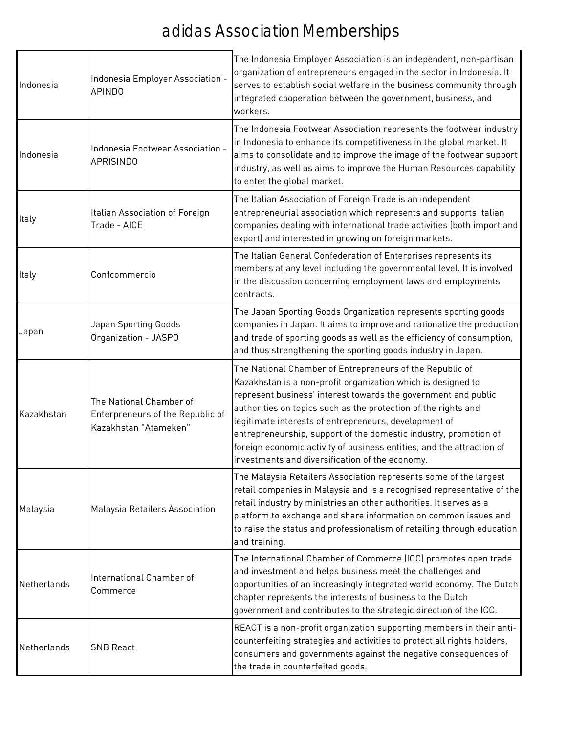# adidas Association Memberships

| | | |
|---|---|---|
| Indonesia | Indonesia Employer Association - APINDO | The Indonesia Employer Association is an independent, non-partisan organization of entrepreneurs engaged in the sector in Indonesia. It serves to establish social welfare in the business community through integrated cooperation between the government, business, and workers. |
| Indonesia | Indonesia Footwear Association - APRISINDO | The Indonesia Footwear Association represents the footwear industry in Indonesia to enhance its competitiveness in the global market. It aims to consolidate and to improve the image of the footwear support industry, as well as aims to improve the Human Resources capability to enter the global market. |
| Italy | Italian Association of Foreign Trade - AICE | The Italian Association of Foreign Trade is an independent entrepreneurial association which represents and supports Italian companies dealing with international trade activities (both import and export) and interested in growing on foreign markets. |
| Italy | Confcommercio | The Italian General Confederation of Enterprises represents its members at any level including the governmental level. It is involved in the discussion concerning employment laws and employments contracts. |
| Japan | Japan Sporting Goods Organization - JASPO | The Japan Sporting Goods Organization represents sporting goods companies in Japan. It aims to improve and rationalize the production and trade of sporting goods as well as the efficiency of consumption, and thus strengthening the sporting goods industry in Japan. |
| Kazakhstan | The National Chamber of Entrepreneurs of the Republic of Kazakhstan "Atameken" | The National Chamber of Entrepreneurs of the Republic of Kazakhstan is a non-profit organization which is designed to represent business' interest towards the government and public authorities on topics such as the protection of the rights and legitimate interests of entrepreneurs, development of entrepreneurship, support of the domestic industry, promotion of foreign economic activity of business entities, and the attraction of investments and diversification of the economy. |
| Malaysia | Malaysia Retailers Association | The Malaysia Retailers Association represents some of the largest retail companies in Malaysia and is a recognised representative of the retail industry by ministries an other authorities. It serves as a platform to exchange and share information on common issues and to raise the status and professionalism of retailing through education and training. |
| Netherlands | International Chamber of Commerce | The International Chamber of Commerce (ICC) promotes open trade and investment and helps business meet the challenges and opportunities of an increasingly integrated world economy. The Dutch chapter represents the interests of business to the Dutch government and contributes to the strategic direction of the ICC. |
| Netherlands | SNB React | REACT is a non-profit organization supporting members in their anti-counterfeiting strategies and activities to protect all rights holders, consumers and governments against the negative consequences of the trade in counterfeited goods. |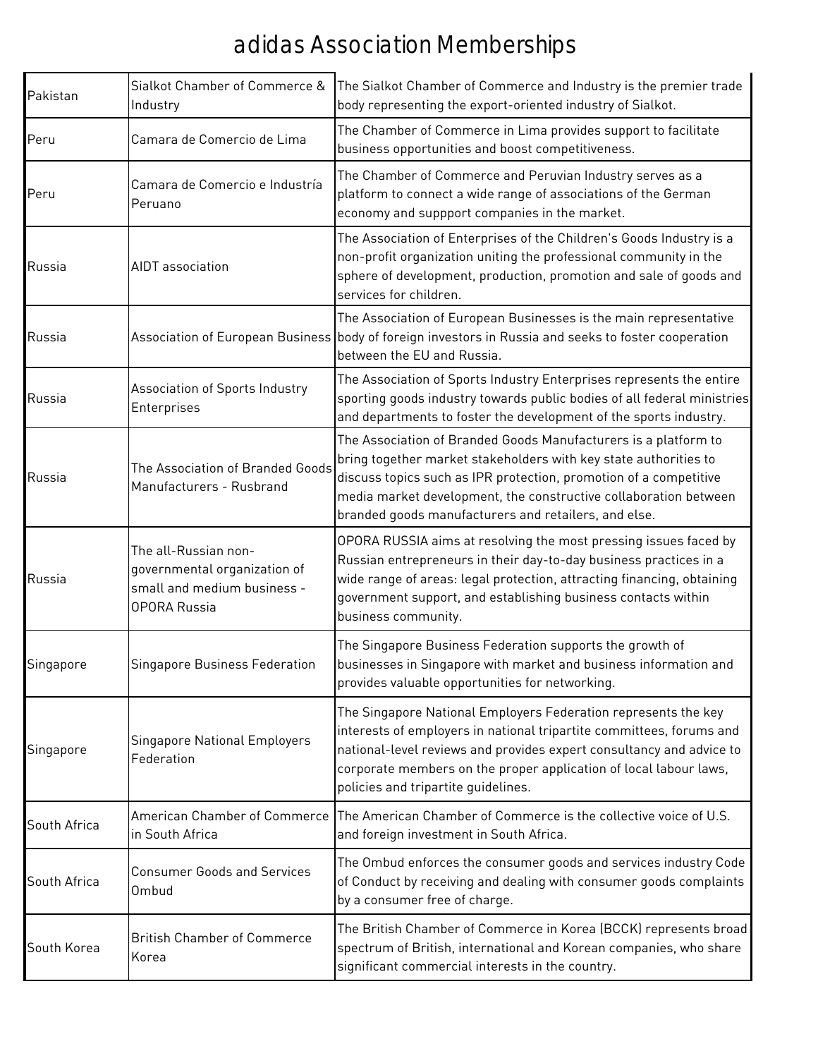# adidas Association Memberships

| | | |
|---|---|---|
| Pakistan | Sialkot Chamber of Commerce & Industry | The Sialkot Chamber of Commerce and Industry is the premier trade body representing the export-oriented industry of Sialkot. |
| Peru | Camara de Comercio de Lima | The Chamber of Commerce in Lima provides support to facilitate business opportunities and boost competitiveness. |
| Peru | Camara de Comercio e Industría Peruano | The Chamber of Commerce and Peruvian Industry serves as a platform to connect a wide range of associations of the German economy and suppport companies in the market. |
| Russia | AIDT association | The Association of Enterprises of the Children's Goods Industry is a non-profit organization uniting the professional community in the sphere of development, production, promotion and sale of goods and services for children. |
| Russia | Association of European Business | The Association of European Businesses is the main representative body of foreign investors in Russia and seeks to foster cooperation between the EU and Russia. |
| Russia | Association of Sports Industry Enterprises | The Association of Sports Industry Enterprises represents the entire sporting goods industry towards public bodies of all federal ministries and departments to foster the development of the sports industry. |
| Russia | The Association of Branded Goods Manufacturers - Rusbrand | The Association of Branded Goods Manufacturers is a platform to bring together market stakeholders with key state authorities to discuss topics such as IPR protection, promotion of a competitive media market development, the constructive collaboration between branded goods manufacturers and retailers, and else. |
| Russia | The all-Russian non-governmental organization of small and medium business - OPORA Russia | OPORA RUSSIA aims at resolving the most pressing issues faced by Russian entrepreneurs in their day-to-day business practices in a wide range of areas: legal protection, attracting financing, obtaining government support, and establishing business contacts within business community. |
| Singapore | Singapore Business Federation | The Singapore Business Federation supports the growth of businesses in Singapore with market and business information and provides valuable opportunities for networking. |
| Singapore | Singapore National Employers Federation | The Singapore National Employers Federation represents the key interests of employers in national tripartite committees, forums and national-level reviews and provides expert consultancy and advice to corporate members on the proper application of local labour laws, policies and tripartite guidelines. |
| South Africa | American Chamber of Commerce in South Africa | The American Chamber of Commerce is the collective voice of U.S. and foreign investment in South Africa. |
| South Africa | Consumer Goods and Services Ombud | The Ombud enforces the consumer goods and services industry Code of Conduct by receiving and dealing with consumer goods complaints by a consumer free of charge. |
| South Korea | British Chamber of Commerce Korea | The British Chamber of Commerce in Korea (BCCK) represents broad spectrum of British, international and Korean companies, who share significant commercial interests in the country. |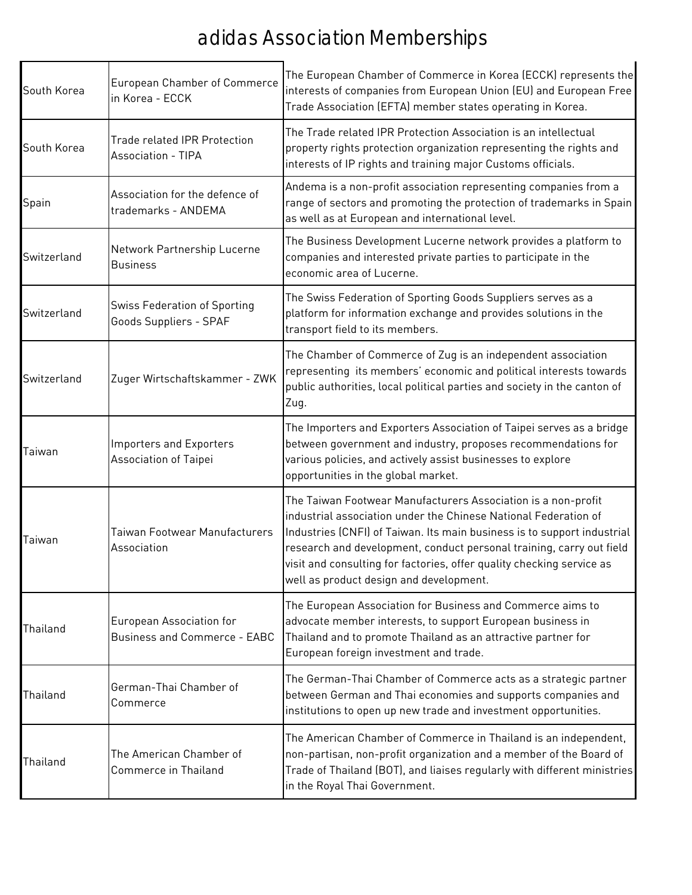# adidas Association Memberships

| | | |
|---|---|---|
| South Korea | European Chamber of Commerce in Korea - ECCK | The European Chamber of Commerce in Korea (ECCK) represents the interests of companies from European Union (EU) and European Free Trade Association (EFTA) member states operating in Korea. |
| South Korea | Trade related IPR Protection Association - TIPA | The Trade related IPR Protection Association is an intellectual property rights protection organization representing the rights and interests of IP rights and training major Customs officials. |
| Spain | Association for the defence of trademarks - ANDEMA | Andema is a non-profit association representing companies from a range of sectors and promoting the protection of trademarks in Spain as well as at European and international level. |
| Switzerland | Network Partnership Lucerne Business | The Business Development Lucerne network provides a platform to companies and interested private parties to participate in the economic area of Lucerne. |
| Switzerland | Swiss Federation of Sporting Goods Suppliers - SPAF | The Swiss Federation of Sporting Goods Suppliers serves as a platform for information exchange and provides solutions in the transport field to its members. |
| Switzerland | Zuger Wirtschaftskammer - ZWK | The Chamber of Commerce of Zug is an independent association representing its members' economic and political interests towards public authorities, local political parties and society in the canton of Zug. |
| Taiwan | Importers and Exporters Association of Taipei | The Importers and Exporters Association of Taipei serves as a bridge between government and industry, proposes recommendations for various policies, and actively assist businesses to explore opportunities in the global market. |
| Taiwan | Taiwan Footwear Manufacturers Association | The Taiwan Footwear Manufacturers Association is a non-profit industrial association under the Chinese National Federation of Industries (CNFI) of Taiwan. Its main business is to support industrial research and development, conduct personal training, carry out field visit and consulting for factories, offer quality checking service as well as product design and development. |
| Thailand | European Association for Business and Commerce - EABC | The European Association for Business and Commerce aims to advocate member interests, to support European business in Thailand and to promote Thailand as an attractive partner for European foreign investment and trade. |
| Thailand | German-Thai Chamber of Commerce | The German-Thai Chamber of Commerce acts as a strategic partner between German and Thai economies and supports companies and institutions to open up new trade and investment opportunities. |
| Thailand | The American Chamber of Commerce in Thailand | The American Chamber of Commerce in Thailand is an independent, non-partisan, non-profit organization and a member of the Board of Trade of Thailand (BOT), and liaises regularly with different ministries in the Royal Thai Government. |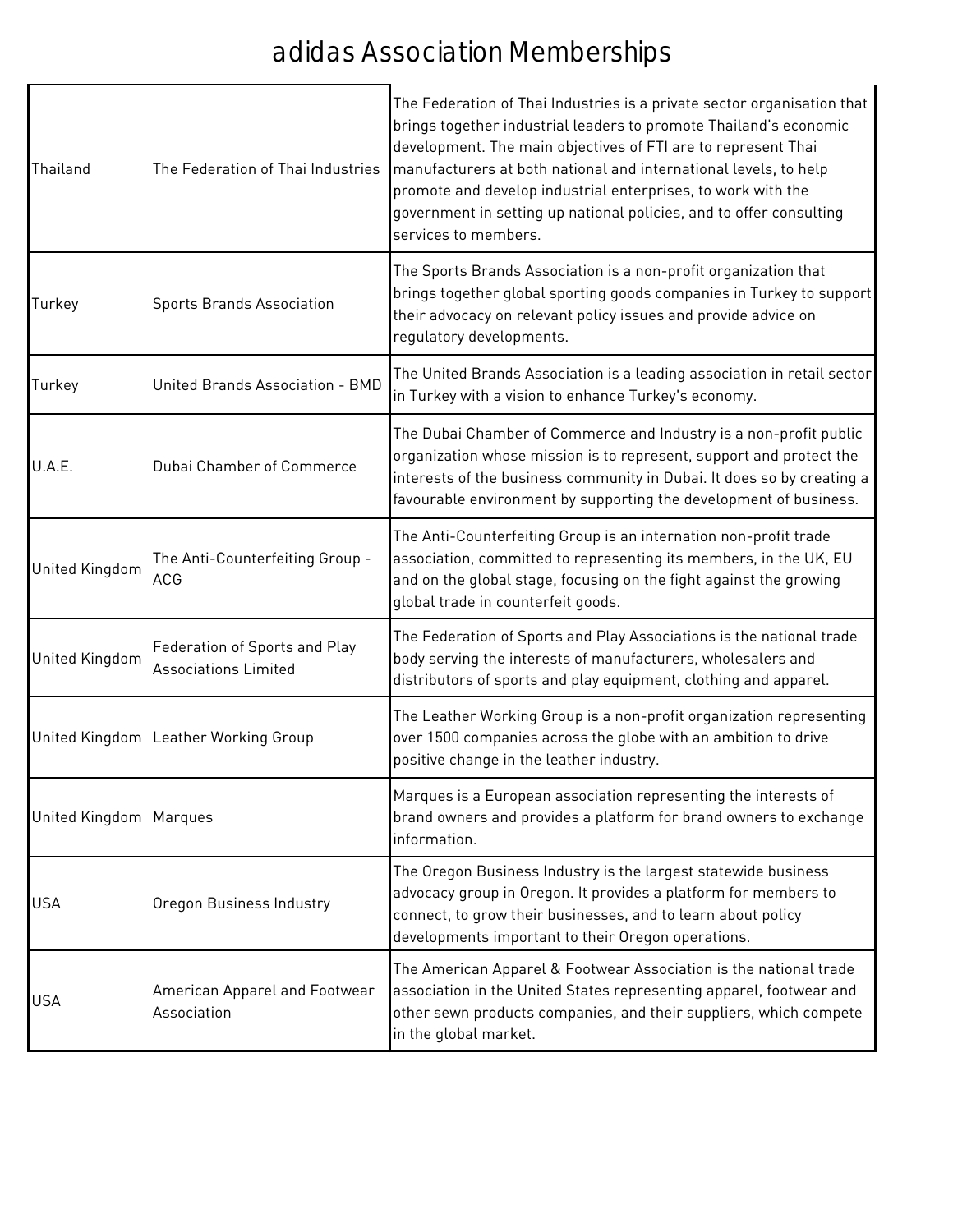# adidas Association Memberships

| | | |
|---|---|---|
| Thailand | The Federation of Thai Industries | The Federation of Thai Industries is a private sector organisation that brings together industrial leaders to promote Thailand's economic development. The main objectives of FTI are to represent Thai manufacturers at both national and international levels, to help promote and develop industrial enterprises, to work with the government in setting up national policies, and to offer consulting services to members. |
| Turkey | Sports Brands Association | The Sports Brands Association is a non-profit organization that brings together global sporting goods companies in Turkey to support their advocacy on relevant policy issues and provide advice on regulatory developments. |
| Turkey | United Brands Association - BMD | The United Brands Association is a leading association in retail sector in Turkey with a vision to enhance Turkey's economy. |
| U.A.E. | Dubai Chamber of Commerce | The Dubai Chamber of Commerce and Industry is a non-profit public organization whose mission is to represent, support and protect the interests of the business community in Dubai. It does so by creating a favourable environment by supporting the development of business. |
| United Kingdom | The Anti-Counterfeiting Group - ACG | The Anti-Counterfeiting Group is an internation non-profit trade association, committed to representing its members, in the UK, EU and on the global stage, focusing on the fight against the growing global trade in counterfeit goods. |
| United Kingdom | Federation of Sports and Play Associations Limited | The Federation of Sports and Play Associations is the national trade body serving the interests of manufacturers, wholesalers and distributors of sports and play equipment, clothing and apparel. |
| United Kingdom | Leather Working Group | The Leather Working Group is a non-profit organization representing over 1500 companies across the globe with an ambition to drive positive change in the leather industry. |
| United Kingdom | Marques | Marques is a European association representing the interests of brand owners and provides a platform for brand owners to exchange information. |
| USA | Oregon Business Industry | The Oregon Business Industry is the largest statewide business advocacy group in Oregon. It provides a platform for members to connect, to grow their businesses, and to learn about policy developments important to their Oregon operations. |
| USA | American Apparel and Footwear Association | The American Apparel & Footwear Association is the national trade association in the United States representing apparel, footwear and other sewn products companies, and their suppliers, which compete in the global market. |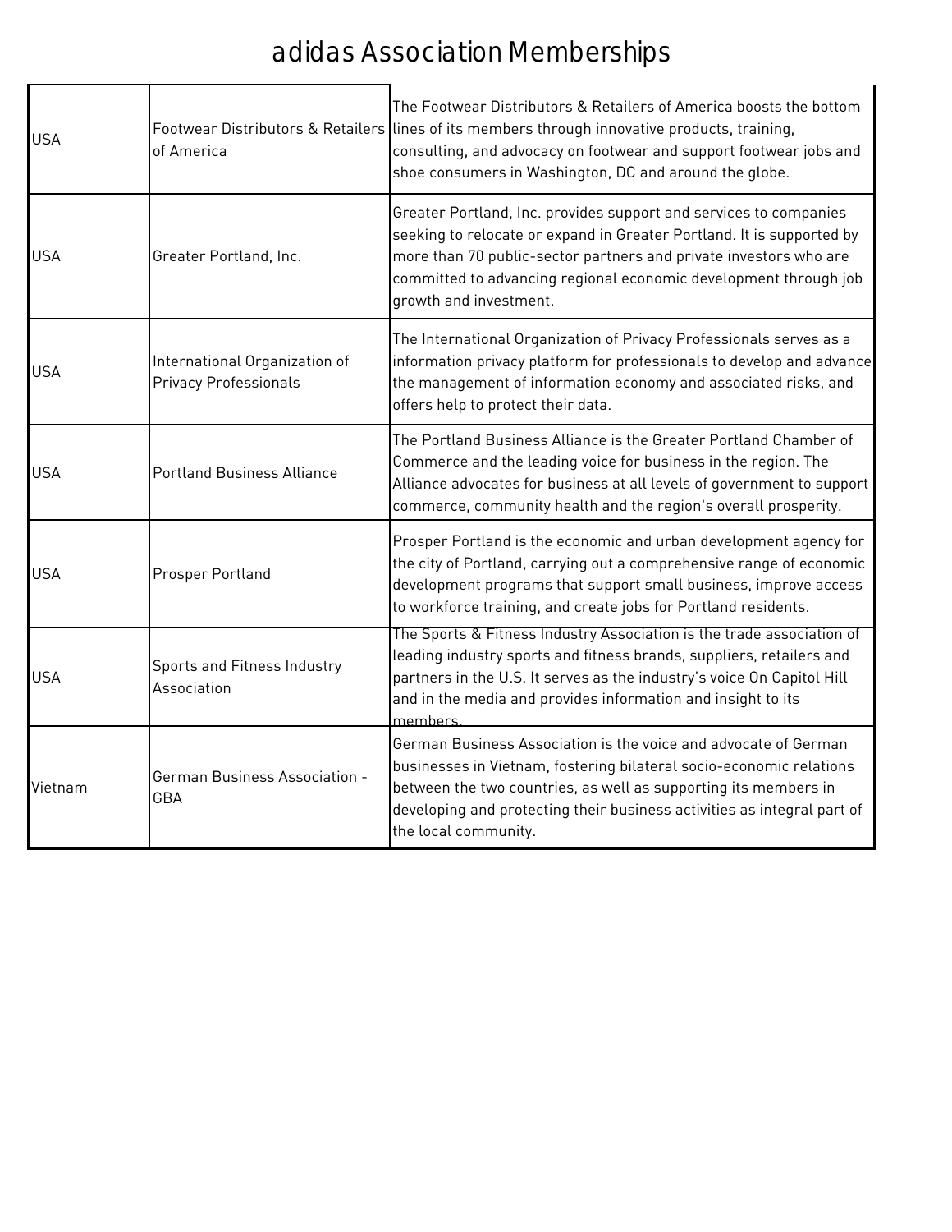# adidas Association Memberships

| | | |
|---|---|---|
| USA | Footwear Distributors & Retailers of America | The Footwear Distributors & Retailers of America boosts the bottom lines of its members through innovative products, training, consulting, and advocacy on footwear and support footwear jobs and shoe consumers in Washington, DC and around the globe. |
| USA | Greater Portland, Inc. | Greater Portland, Inc. provides support and services to companies seeking to relocate or expand in Greater Portland. It is supported by more than 70 public-sector partners and private investors who are committed to advancing regional economic development through job growth and investment. |
| USA | International Organization of Privacy Professionals | The International Organization of Privacy Professionals serves as a information privacy platform for professionals to develop and advance the management of information economy and associated risks, and offers help to protect their data. |
| USA | Portland Business Alliance | The Portland Business Alliance is the Greater Portland Chamber of Commerce and the leading voice for business in the region. The Alliance advocates for business at all levels of government to support commerce, community health and the region's overall prosperity. |
| USA | Prosper Portland | Prosper Portland is the economic and urban development agency for the city of Portland, carrying out a comprehensive range of economic development programs that support small business, improve access to workforce training, and create jobs for Portland residents. |
| USA | Sports and Fitness Industry Association | The Sports & Fitness Industry Association is the trade association of leading industry sports and fitness brands, suppliers, retailers and partners in the U.S. It serves as the industry's voice On Capitol Hill and in the media and provides information and insight to its members. |
| Vietnam | German Business Association - GBA | German Business Association is the voice and advocate of German businesses in Vietnam, fostering bilateral socio-economic relations between the two countries, as well as supporting its members in developing and protecting their business activities as integral part of the local community. |